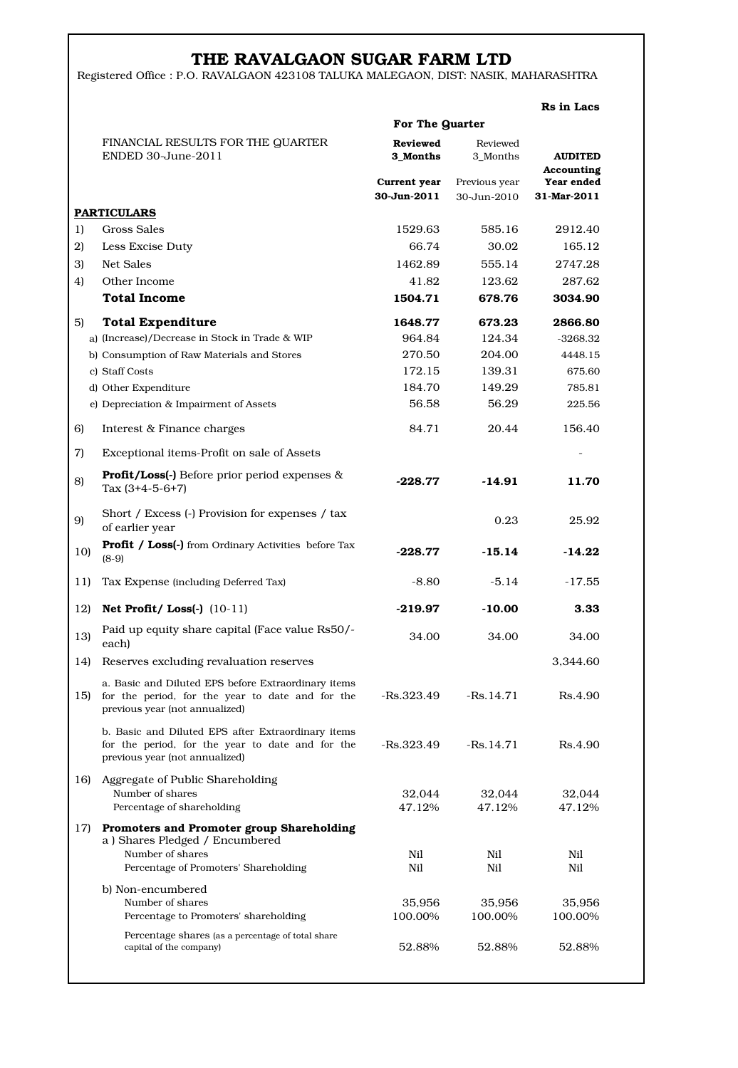# THE RAVALGAON SUGAR FARM LTD

Registered Office : P.O. RAVALGAON 423108 TALUKA MALEGAON, DIST: NASIK, MAHARASHTRA

Rs in Lacs

| | FINANCIAL RESULTS FOR THE QUARTER ENDED 30-June-2011 | For The Quarter | | |
|---|---|---|---|---|
| | | **Reviewed 3_Months** | Reviewed 3_Months | **AUDITED Accounting** |
| | | **Current year 30-Jun-2011** | Previous year 30-Jun-2010 | **Year ended 31-Mar-2011** |
| | **PARTICULARS** | | | |
| 1) | Gross Sales | 1529.63 | 585.16 | 2912.40 |
| 2) | Less Excise Duty | 66.74 | 30.02 | 165.12 |
| 3) | Net Sales | 1462.89 | 555.14 | 2747.28 |
| 4) | Other Income | 41.82 | 123.62 | 287.62 |
| | **Total Income** | **1504.71** | **678.76** | **3034.90** |
| 5) | **Total Expenditure** | **1648.77** | **673.23** | **2866.80** |
| | a) (Increase)/Decrease in Stock in Trade & WIP | 964.84 | 124.34 | -3268.32 |
| | b) Consumption of Raw Materials and Stores | 270.50 | 204.00 | 4448.15 |
| | c) Staff Costs | 172.15 | 139.31 | 675.60 |
| | d) Other Expenditure | 184.70 | 149.29 | 785.81 |
| | e) Depreciation & Impairment of Assets | 56.58 | 56.29 | 225.56 |
| 6) | Interest & Finance charges | 84.71 | 20.44 | 156.40 |
| 7) | Exceptional items-Profit on sale of Assets | | | - |
| 8) | **Profit/Loss(-)** Before prior period expenses & Tax (3+4-5-6+7) | **-228.77** | **-14.91** | **11.70** |
| 9) | Short / Excess (-) Provision for expenses / tax of earlier year | | 0.23 | 25.92 |
| 10) | **Profit / Loss(-)** from Ordinary Activities before Tax (8-9) | **-228.77** | **-15.14** | **-14.22** |
| 11) | Tax Expense (including Deferred Tax) | -8.80 | -5.14 | -17.55 |
| 12) | **Net Profit/ Loss(-)** (10-11) | **-219.97** | **-10.00** | **3.33** |
| 13) | Paid up equity share capital (Face value Rs50/- each) | 34.00 | 34.00 | 34.00 |
| 14) | Reserves excluding revaluation reserves | | | 3,344.60 |
| 15) | a. Basic and Diluted EPS before Extraordinary items for the period, for the year to date and for the previous year (not annualized) | -Rs.323.49 | -Rs.14.71 | Rs.4.90 |
| | b. Basic and Diluted EPS after Extraordinary items for the period, for the year to date and for the previous year (not annualized) | -Rs.323.49 | -Rs.14.71 | Rs.4.90 |
| 16) | Aggregate of Public Shareholding | | | |
| | Number of shares | 32,044 | 32,044 | 32,044 |
| | Percentage of shareholding | 47.12% | 47.12% | 47.12% |
| 17) | **Promoters and Promoter group Shareholding** | | | |
| | a ) Shares Pledged / Encumbered | | | |
| | Number of shares | Nil | Nil | Nil |
| | Percentage of Promoters' Shareholding | Nil | Nil | Nil |
| | b) Non-encumbered | | | |
| | Number of shares | 35,956 | 35,956 | 35,956 |
| | Percentage to Promoters' shareholding | 100.00% | 100.00% | 100.00% |
| | Percentage shares (as a percentage of total share capital of the company) | 52.88% | 52.88% | 52.88% |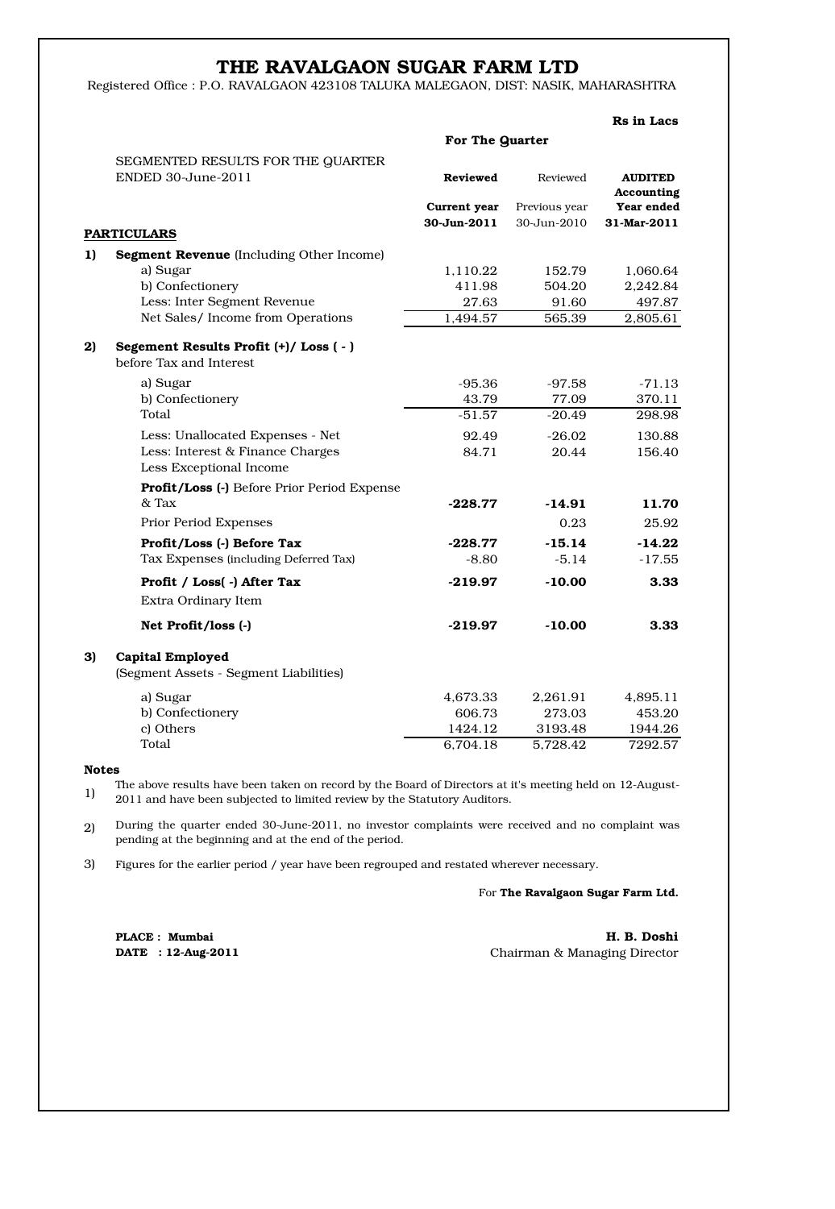# THE RAVALGAON SUGAR FARM LTD

Registered Office : P.O. RAVALGAON 423108 TALUKA MALEGAON, DIST: NASIK, MAHARASHTRA

**Rs in Lacs**

| | | For The Quarter | | |
|---|---|---|---|---|
| | SEGMENTED RESULTS FOR THE QUARTER ENDED 30-June-2011 | **Reviewed** | Reviewed | **AUDITED Accounting** |
| | **PARTICULARS** | **Current year 30-Jun-2011** | Previous year 30-Jun-2010 | **Year ended 31-Mar-2011** |
| **1)** | **Segment Revenue** (Including Other Income) | | | |
| | a) Sugar | 1,110.22 | 152.79 | 1,060.64 |
| | b) Confectionery | 411.98 | 504.20 | 2,242.84 |
| | Less: Inter Segment Revenue | 27.63 | 91.60 | 497.87 |
| | Net Sales/ Income from Operations | 1,494.57 | 565.39 | 2,805.61 |
| **2)** | **Segement Results Profit (+)/ Loss ( - )** before Tax and Interest | | | |
| | a) Sugar | -95.36 | -97.58 | -71.13 |
| | b) Confectionery | 43.79 | 77.09 | 370.11 |
| | Total | -51.57 | -20.49 | 298.98 |
| | Less: Unallocated Expenses - Net | 92.49 | -26.02 | 130.88 |
| | Less: Interest & Finance Charges | 84.71 | 20.44 | 156.40 |
| | Less Exceptional Income | | | |
| | **Profit/Loss (-)** Before Prior Period Expense & Tax | **-228.77** | **-14.91** | **11.70** |
| | Prior Period Expenses | | 0.23 | 25.92 |
| | **Profit/Loss (-) Before Tax** | **-228.77** | **-15.14** | **-14.22** |
| | Tax Expenses (including Deferred Tax) | -8.80 | -5.14 | -17.55 |
| | **Profit / Loss( -) After Tax** | **-219.97** | **-10.00** | **3.33** |
| | Extra Ordinary Item | | | |
| | **Net Profit/loss (-)** | **-219.97** | **-10.00** | **3.33** |
| **3)** | **Capital Employed** (Segment Assets - Segment Liabilities) | | | |
| | a) Sugar | 4,673.33 | 2,261.91 | 4,895.11 |
| | b) Confectionery | 606.73 | 273.03 | 453.20 |
| | c) Others | 1424.12 | 3193.48 | 1944.26 |
| | Total | 6,704.18 | 5,728.42 | 7292.57 |

**Notes**

1) The above results have been taken on record by the Board of Directors at it's meeting held on 12-August-2011 and have been subjected to limited review by the Statutory Auditors.

2) During the quarter ended 30-June-2011, no investor complaints were received and no complaint was pending at the beginning and at the end of the period.

3) Figures for the earlier period / year have been regrouped and restated wherever necessary.

For **The Ravalgaon Sugar Farm Ltd.**

**PLACE : Mumbai**
**DATE : 12-Aug-2011**

**H. B. Doshi**
Chairman & Managing Director